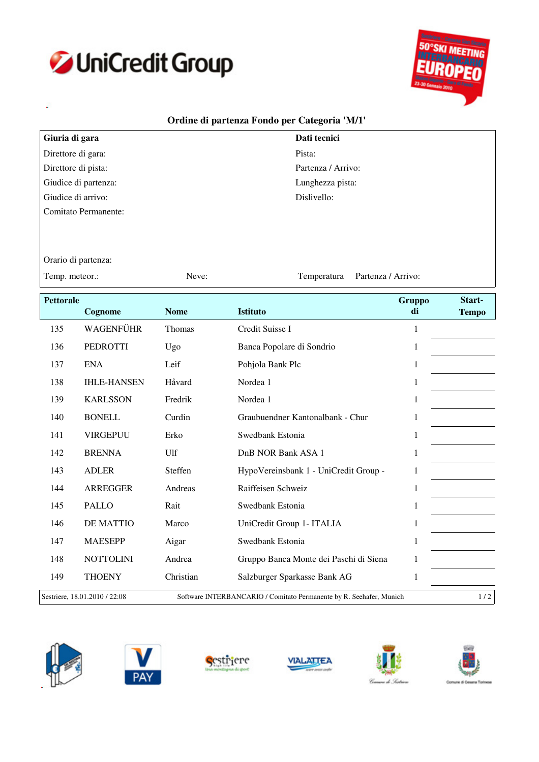## Ordine di partenza Fondo per Categoria 'M/1'

| **Giuria di gara** | **Dati tecnici** |
|---|---|
| Direttore di gara: | Pista: |
| Direttore di pista: | Partenza / Arrivo: |
| Giudice di partenza: | Lunghezza pista: |
| Giudice di arrivo: | Dislivello: |
| Comitato Permanente: | |
| Orario di partenza: | |
| Temp. meteor.: Neve: | Temperatura Partenza / Arrivo: |

| Pettorale | Cognome | Nome | Istituto | Gruppo di | Start-Tempo |
|---|---|---|---|---|---|
| 135 | WAGENFÜHR | Thomas | Credit Suisse I | 1 | |
| 136 | PEDROTTI | Ugo | Banca Popolare di Sondrio | 1 | |
| 137 | ENA | Leif | Pohjola Bank Plc | 1 | |
| 138 | IHLE-HANSEN | Håvard | Nordea 1 | 1 | |
| 139 | KARLSSON | Fredrik | Nordea 1 | 1 | |
| 140 | BONELL | Curdin | Graubuendner Kantonalbank - Chur | 1 | |
| 141 | VIRGEPUU | Erko | Swedbank Estonia | 1 | |
| 142 | BRENNA | Ulf | DnB NOR Bank ASA 1 | 1 | |
| 143 | ADLER | Steffen | HypoVereinsbank 1 - UniCredit Group - | 1 | |
| 144 | ARREGGER | Andreas | Raiffeisen Schweiz | 1 | |
| 145 | PALLO | Rait | Swedbank Estonia | 1 | |
| 146 | DE MATTIO | Marco | UniCredit Group 1- ITALIA | 1 | |
| 147 | MAESEPP | Aigar | Swedbank Estonia | 1 | |
| 148 | NOTTOLINI | Andrea | Gruppo Banca Monte dei Paschi di Siena | 1 | |
| 149 | THOENY | Christian | Salzburger Sparkasse Bank AG | 1 | |

Sestriere, 18.01.2010 / 22:08 — Software INTERBANCARIO / Comitato Permanente by R. Seehafer, Munich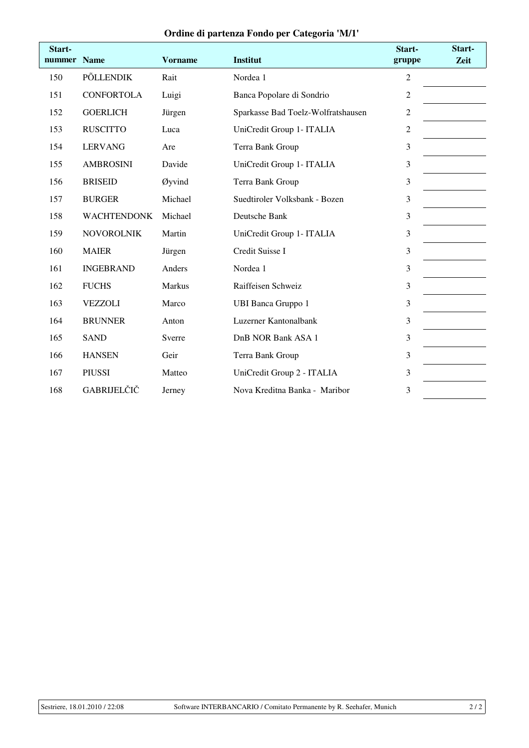**Ordine di partenza Fondo per Categoria 'M/1'**

| Start-nummer | Name | Vorname | Institut | Start-gruppe | Start-Zeit |
|---|---|---|---|---|---|
| 150 | PÕLLENDIK | Rait | Nordea 1 | 2 | |
| 151 | CONFORTOLA | Luigi | Banca Popolare di Sondrio | 2 | |
| 152 | GOERLICH | Jürgen | Sparkasse Bad Toelz-Wolfratshausen | 2 | |
| 153 | RUSCITTO | Luca | UniCredit Group 1- ITALIA | 2 | |
| 154 | LERVANG | Are | Terra Bank Group | 3 | |
| 155 | AMBROSINI | Davide | UniCredit Group 1- ITALIA | 3 | |
| 156 | BRISEID | Øyvind | Terra Bank Group | 3 | |
| 157 | BURGER | Michael | Suedtiroler Volksbank - Bozen | 3 | |
| 158 | WACHTENDONK | Michael | Deutsche Bank | 3 | |
| 159 | NOVOROLNIK | Martin | UniCredit Group 1- ITALIA | 3 | |
| 160 | MAIER | Jürgen | Credit Suisse I | 3 | |
| 161 | INGEBRAND | Anders | Nordea 1 | 3 | |
| 162 | FUCHS | Markus | Raiffeisen Schweiz | 3 | |
| 163 | VEZZOLI | Marco | UBI Banca Gruppo 1 | 3 | |
| 164 | BRUNNER | Anton | Luzerner Kantonalbank | 3 | |
| 165 | SAND | Sverre | DnB NOR Bank ASA 1 | 3 | |
| 166 | HANSEN | Geir | Terra Bank Group | 3 | |
| 167 | PIUSSI | Matteo | UniCredit Group 2 - ITALIA | 3 | |
| 168 | GABRIJELČIČ | Jerney | Nova Kreditna Banka - Maribor | 3 | |

Sestriere, 18.01.2010 / 22:08 — Software INTERBANCARIO / Comitato Permanente by R. Seehafer, Munich